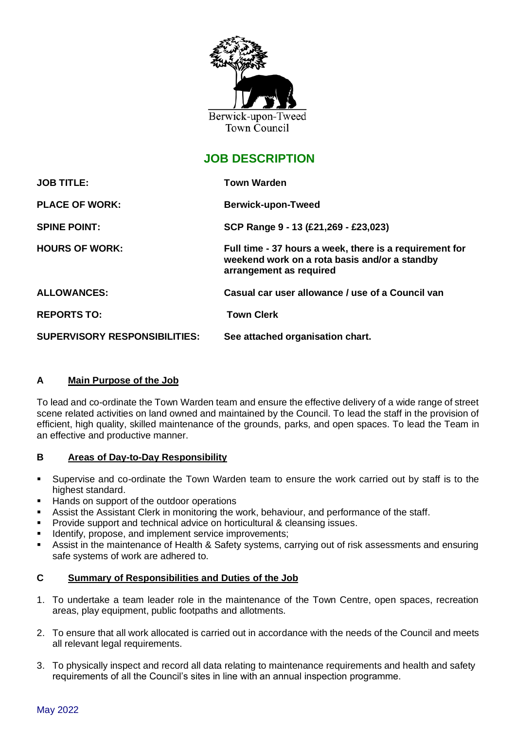Berwick-upon-Tweed
Town Council

# JOB DESCRIPTION

| | |
|---|---|
| **JOB TITLE:** | **Town Warden** |
| **PLACE OF WORK:** | **Berwick-upon-Tweed** |
| **SPINE POINT:** | **SCP Range 9 - 13 (£21,269 - £23,023)** |
| **HOURS OF WORK:** | **Full time - 37 hours a week, there is a requirement for weekend work on a rota basis and/or a standby arrangement as required** |
| **ALLOWANCES:** | **Casual car user allowance / use of a Council van** |
| **REPORTS TO:** | **Town Clerk** |
| **SUPERVISORY RESPONSIBILITIES:** | **See attached organisation chart.** |

## A Main Purpose of the Job

To lead and co-ordinate the Town Warden team and ensure the effective delivery of a wide range of street scene related activities on land owned and maintained by the Council. To lead the staff in the provision of efficient, high quality, skilled maintenance of the grounds, parks, and open spaces. To lead the Team in an effective and productive manner.

## B Areas of Day-to-Day Responsibility

- Supervise and co-ordinate the Town Warden team to ensure the work carried out by staff is to the highest standard.
- Hands on support of the outdoor operations
- Assist the Assistant Clerk in monitoring the work, behaviour, and performance of the staff.
- Provide support and technical advice on horticultural & cleansing issues.
- Identify, propose, and implement service improvements;
- Assist in the maintenance of Health & Safety systems, carrying out of risk assessments and ensuring safe systems of work are adhered to.

## C Summary of Responsibilities and Duties of the Job

1. To undertake a team leader role in the maintenance of the Town Centre, open spaces, recreation areas, play equipment, public footpaths and allotments.
2. To ensure that all work allocated is carried out in accordance with the needs of the Council and meets all relevant legal requirements.
3. To physically inspect and record all data relating to maintenance requirements and health and safety requirements of all the Council's sites in line with an annual inspection programme.

May 2022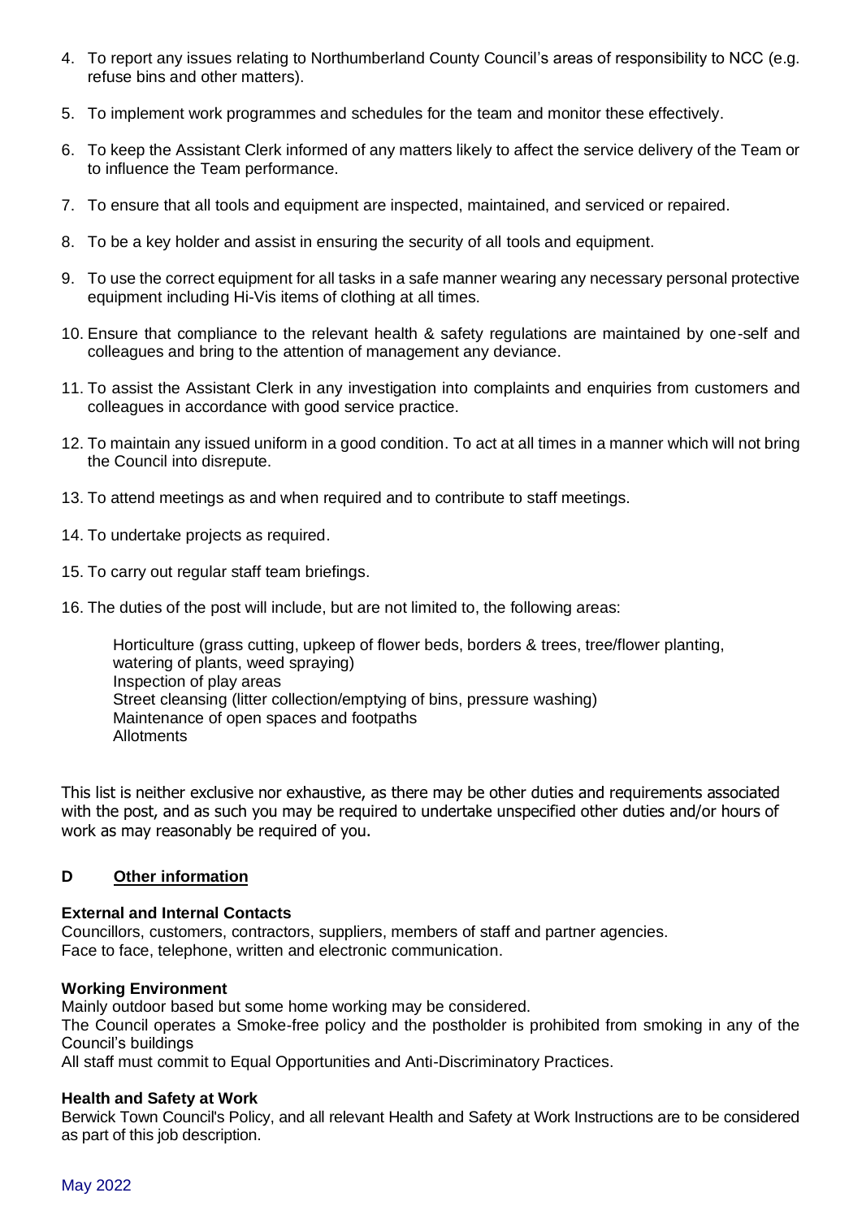4. To report any issues relating to Northumberland County Council's areas of responsibility to NCC (e.g. refuse bins and other matters).
5. To implement work programmes and schedules for the team and monitor these effectively.
6. To keep the Assistant Clerk informed of any matters likely to affect the service delivery of the Team or to influence the Team performance.
7. To ensure that all tools and equipment are inspected, maintained, and serviced or repaired.
8. To be a key holder and assist in ensuring the security of all tools and equipment.
9. To use the correct equipment for all tasks in a safe manner wearing any necessary personal protective equipment including Hi-Vis items of clothing at all times.
10. Ensure that compliance to the relevant health & safety regulations are maintained by one-self and colleagues and bring to the attention of management any deviance.
11. To assist the Assistant Clerk in any investigation into complaints and enquiries from customers and colleagues in accordance with good service practice.
12. To maintain any issued uniform in a good condition. To act at all times in a manner which will not bring the Council into disrepute.
13. To attend meetings as and when required and to contribute to staff meetings.
14. To undertake projects as required.
15. To carry out regular staff team briefings.
16. The duties of the post will include, but are not limited to, the following areas:

    Horticulture (grass cutting, upkeep of flower beds, borders & trees, tree/flower planting, watering of plants, weed spraying)
    Inspection of play areas
    Street cleansing (litter collection/emptying of bins, pressure washing)
    Maintenance of open spaces and footpaths
    Allotments

This list is neither exclusive nor exhaustive, as there may be other duties and requirements associated with the post, and as such you may be required to undertake unspecified other duties and/or hours of work as may reasonably be required of you.

## D Other information

**External and Internal Contacts**
Councillors, customers, contractors, suppliers, members of staff and partner agencies.
Face to face, telephone, written and electronic communication.

**Working Environment**
Mainly outdoor based but some home working may be considered.
The Council operates a Smoke-free policy and the postholder is prohibited from smoking in any of the Council's buildings
All staff must commit to Equal Opportunities and Anti-Discriminatory Practices.

**Health and Safety at Work**
Berwick Town Council's Policy, and all relevant Health and Safety at Work Instructions are to be considered as part of this job description.

May 2022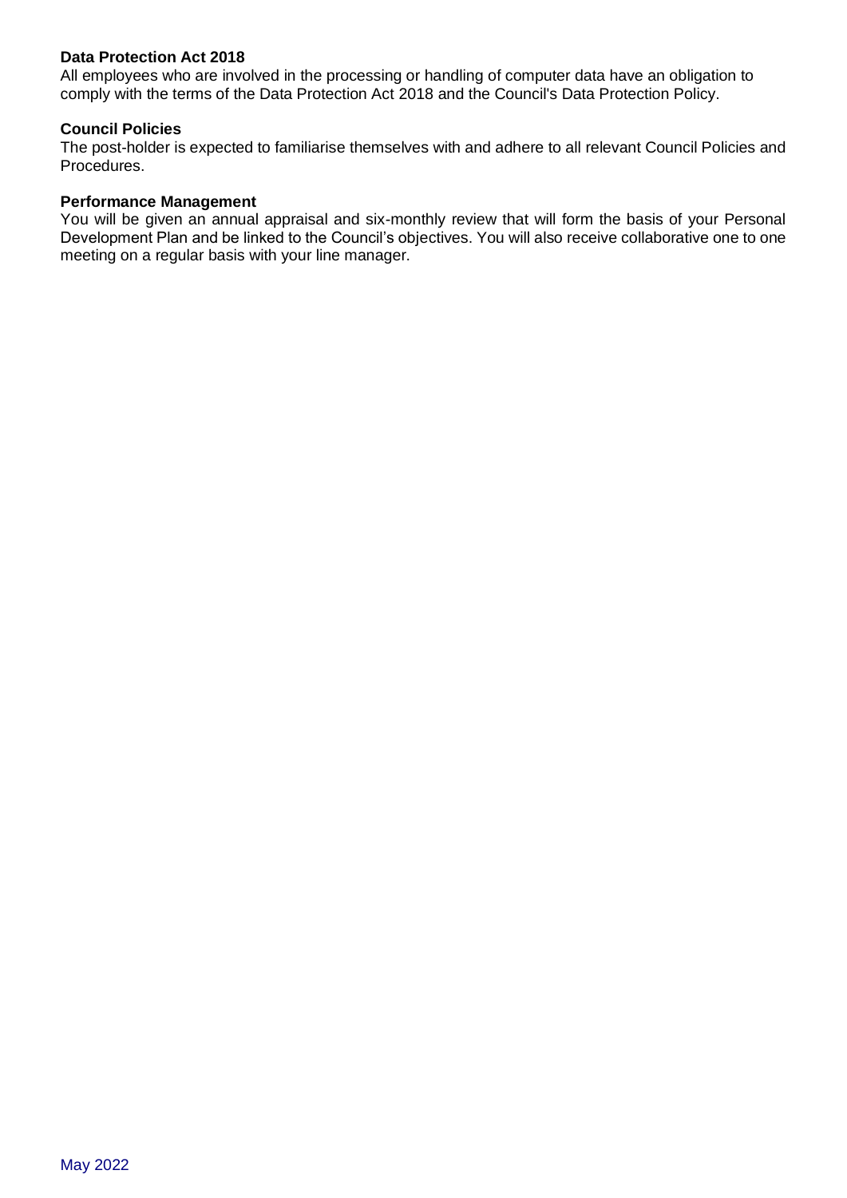**Data Protection Act 2018**
All employees who are involved in the processing or handling of computer data have an obligation to comply with the terms of the Data Protection Act 2018 and the Council's Data Protection Policy.

**Council Policies**
The post-holder is expected to familiarise themselves with and adhere to all relevant Council Policies and Procedures.

**Performance Management**
You will be given an annual appraisal and six-monthly review that will form the basis of your Personal Development Plan and be linked to the Council's objectives. You will also receive collaborative one to one meeting on a regular basis with your line manager.

May 2022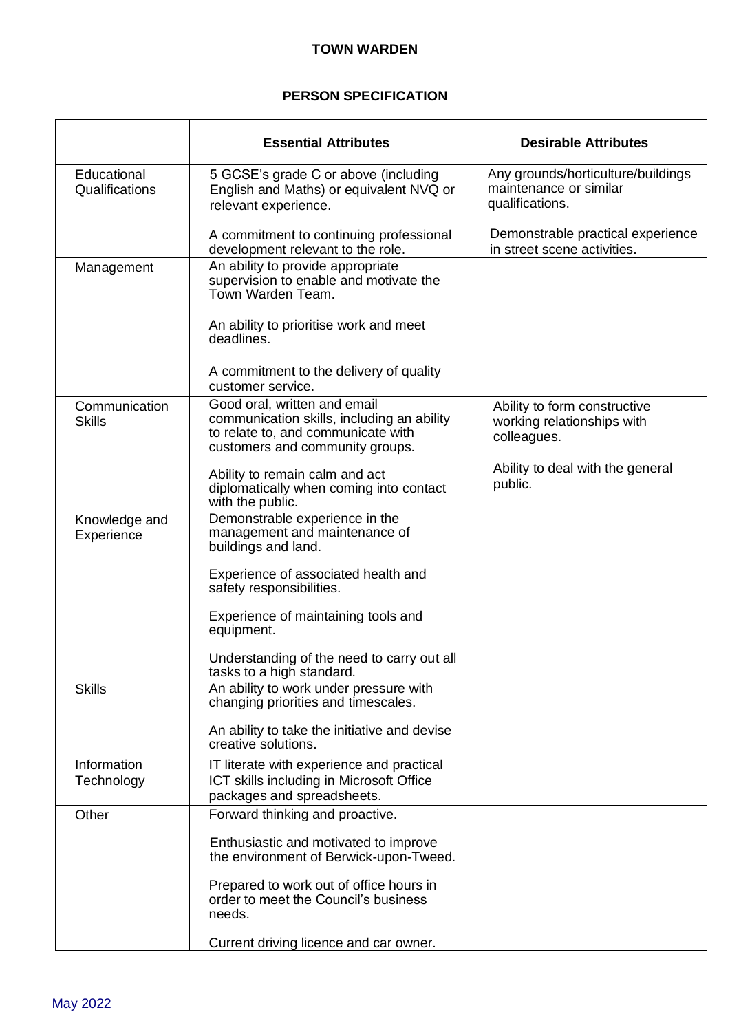**TOWN WARDEN**

**PERSON SPECIFICATION**

| | **Essential Attributes** | **Desirable Attributes** |
|---|---|---|
| Educational Qualifications | 5 GCSE's grade C or above (including English and Maths) or equivalent NVQ or relevant experience.<br><br>A commitment to continuing professional development relevant to the role. | Any grounds/horticulture/buildings maintenance or similar qualifications.<br><br>Demonstrable practical experience in street scene activities. |
| Management | An ability to provide appropriate supervision to enable and motivate the Town Warden Team.<br><br>An ability to prioritise work and meet deadlines.<br><br>A commitment to the delivery of quality customer service. | |
| Communication Skills | Good oral, written and email communication skills, including an ability to relate to, and communicate with customers and community groups.<br><br>Ability to remain calm and act diplomatically when coming into contact with the public. | Ability to form constructive working relationships with colleagues.<br><br>Ability to deal with the general public. |
| Knowledge and Experience | Demonstrable experience in the management and maintenance of buildings and land.<br><br>Experience of associated health and safety responsibilities.<br><br>Experience of maintaining tools and equipment.<br><br>Understanding of the need to carry out all tasks to a high standard. | |
| Skills | An ability to work under pressure with changing priorities and timescales.<br><br>An ability to take the initiative and devise creative solutions. | |
| Information Technology | IT literate with experience and practical ICT skills including in Microsoft Office packages and spreadsheets. | |
| Other | Forward thinking and proactive.<br><br>Enthusiastic and motivated to improve the environment of Berwick-upon-Tweed.<br><br>Prepared to work out of office hours in order to meet the Council's business needs.<br><br>Current driving licence and car owner. | |

May 2022